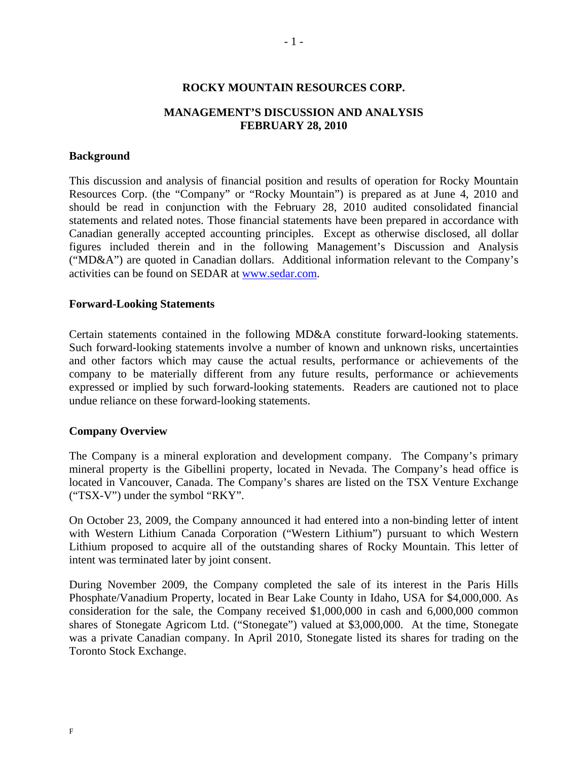# ROCKY MOUNTAIN RESOURCES CORP.

## MANAGEMENT'S DISCUSSION AND ANALYSIS
## FEBRUARY 28, 2010

### Background

This discussion and analysis of financial position and results of operation for Rocky Mountain Resources Corp. (the "Company" or "Rocky Mountain") is prepared as at June 4, 2010 and should be read in conjunction with the February 28, 2010 audited consolidated financial statements and related notes. Those financial statements have been prepared in accordance with Canadian generally accepted accounting principles. Except as otherwise disclosed, all dollar figures included therein and in the following Management's Discussion and Analysis ("MD&A") are quoted in Canadian dollars. Additional information relevant to the Company's activities can be found on SEDAR at www.sedar.com.

### Forward-Looking Statements

Certain statements contained in the following MD&A constitute forward-looking statements. Such forward-looking statements involve a number of known and unknown risks, uncertainties and other factors which may cause the actual results, performance or achievements of the company to be materially different from any future results, performance or achievements expressed or implied by such forward-looking statements. Readers are cautioned not to place undue reliance on these forward-looking statements.

### Company Overview

The Company is a mineral exploration and development company. The Company's primary mineral property is the Gibellini property, located in Nevada. The Company's head office is located in Vancouver, Canada. The Company's shares are listed on the TSX Venture Exchange ("TSX-V") under the symbol "RKY".

On October 23, 2009, the Company announced it had entered into a non-binding letter of intent with Western Lithium Canada Corporation ("Western Lithium") pursuant to which Western Lithium proposed to acquire all of the outstanding shares of Rocky Mountain. This letter of intent was terminated later by joint consent.

During November 2009, the Company completed the sale of its interest in the Paris Hills Phosphate/Vanadium Property, located in Bear Lake County in Idaho, USA for $4,000,000. As consideration for the sale, the Company received $1,000,000 in cash and 6,000,000 common shares of Stonegate Agricom Ltd. ("Stonegate") valued at $3,000,000. At the time, Stonegate was a private Canadian company. In April 2010, Stonegate listed its shares for trading on the Toronto Stock Exchange.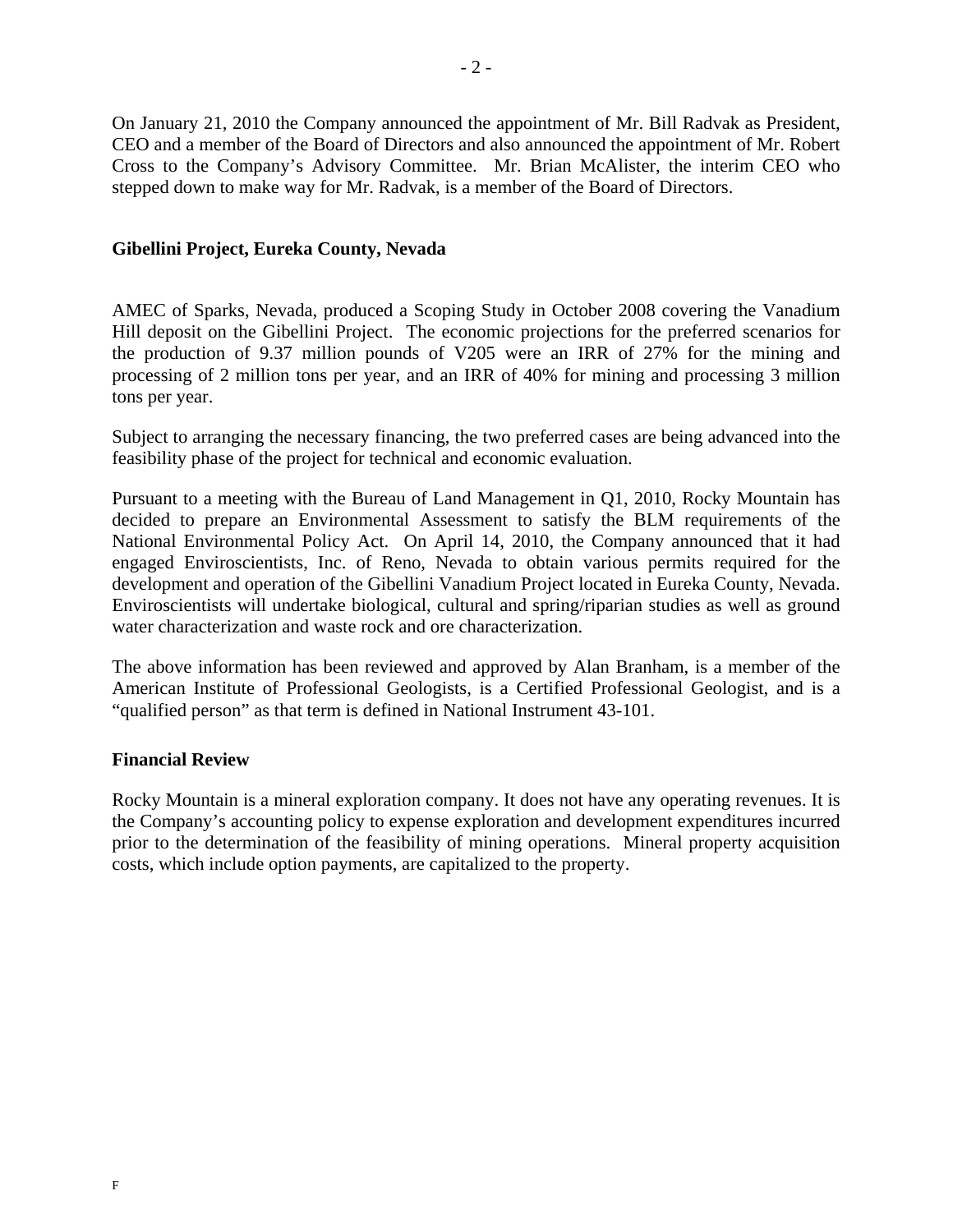On January 21, 2010 the Company announced the appointment of Mr. Bill Radvak as President, CEO and a member of the Board of Directors and also announced the appointment of Mr. Robert Cross to the Company's Advisory Committee. Mr. Brian McAlister, the interim CEO who stepped down to make way for Mr. Radvak, is a member of the Board of Directors.

**Gibellini Project, Eureka County, Nevada**

AMEC of Sparks, Nevada, produced a Scoping Study in October 2008 covering the Vanadium Hill deposit on the Gibellini Project. The economic projections for the preferred scenarios for the production of 9.37 million pounds of V205 were an IRR of 27% for the mining and processing of 2 million tons per year, and an IRR of 40% for mining and processing 3 million tons per year.

Subject to arranging the necessary financing, the two preferred cases are being advanced into the feasibility phase of the project for technical and economic evaluation.

Pursuant to a meeting with the Bureau of Land Management in Q1, 2010, Rocky Mountain has decided to prepare an Environmental Assessment to satisfy the BLM requirements of the National Environmental Policy Act. On April 14, 2010, the Company announced that it had engaged Enviroscientists, Inc. of Reno, Nevada to obtain various permits required for the development and operation of the Gibellini Vanadium Project located in Eureka County, Nevada. Enviroscientists will undertake biological, cultural and spring/riparian studies as well as ground water characterization and waste rock and ore characterization.

The above information has been reviewed and approved by Alan Branham, is a member of the American Institute of Professional Geologists, is a Certified Professional Geologist, and is a "qualified person" as that term is defined in National Instrument 43-101.

**Financial Review**

Rocky Mountain is a mineral exploration company. It does not have any operating revenues. It is the Company's accounting policy to expense exploration and development expenditures incurred prior to the determination of the feasibility of mining operations. Mineral property acquisition costs, which include option payments, are capitalized to the property.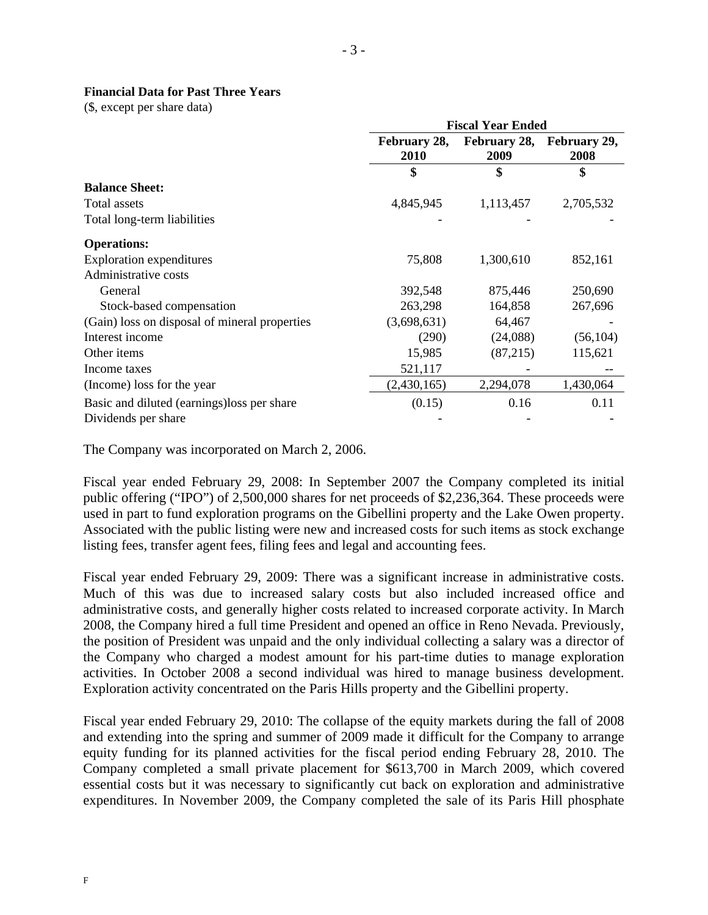**Financial Data for Past Three Years**
($, except per share data)

| | Fiscal Year Ended | | |
|---|---|---|---|
| | February 28, 2010 | February 28, 2009 | February 29, 2008 |
| | $ | $ | $ |
| **Balance Sheet:** | | | |
| Total assets | 4,845,945 | 1,113,457 | 2,705,532 |
| Total long-term liabilities | - | - | - |
| **Operations:** | | | |
| Exploration expenditures | 75,808 | 1,300,610 | 852,161 |
| Administrative costs | | | |
| General | 392,548 | 875,446 | 250,690 |
| Stock-based compensation | 263,298 | 164,858 | 267,696 |
| (Gain) loss on disposal of mineral properties | (3,698,631) | 64,467 | - |
| Interest income | (290) | (24,088) | (56,104) |
| Other items | 15,985 | (87,215) | 115,621 |
| Income taxes | 521,117 | - | -- |
| (Income) loss for the year | (2,430,165) | 2,294,078 | 1,430,064 |
| Basic and diluted (earnings)loss per share | (0.15) | 0.16 | 0.11 |
| Dividends per share | - | - | - |

The Company was incorporated on March 2, 2006.

Fiscal year ended February 29, 2008: In September 2007 the Company completed its initial public offering ("IPO") of 2,500,000 shares for net proceeds of $2,236,364. These proceeds were used in part to fund exploration programs on the Gibellini property and the Lake Owen property. Associated with the public listing were new and increased costs for such items as stock exchange listing fees, transfer agent fees, filing fees and legal and accounting fees.

Fiscal year ended February 29, 2009: There was a significant increase in administrative costs. Much of this was due to increased salary costs but also included increased office and administrative costs, and generally higher costs related to increased corporate activity. In March 2008, the Company hired a full time President and opened an office in Reno Nevada. Previously, the position of President was unpaid and the only individual collecting a salary was a director of the Company who charged a modest amount for his part-time duties to manage exploration activities. In October 2008 a second individual was hired to manage business development. Exploration activity concentrated on the Paris Hills property and the Gibellini property.

Fiscal year ended February 29, 2010: The collapse of the equity markets during the fall of 2008 and extending into the spring and summer of 2009 made it difficult for the Company to arrange equity funding for its planned activities for the fiscal period ending February 28, 2010. The Company completed a small private placement for $613,700 in March 2009, which covered essential costs but it was necessary to significantly cut back on exploration and administrative expenditures. In November 2009, the Company completed the sale of its Paris Hill phosphate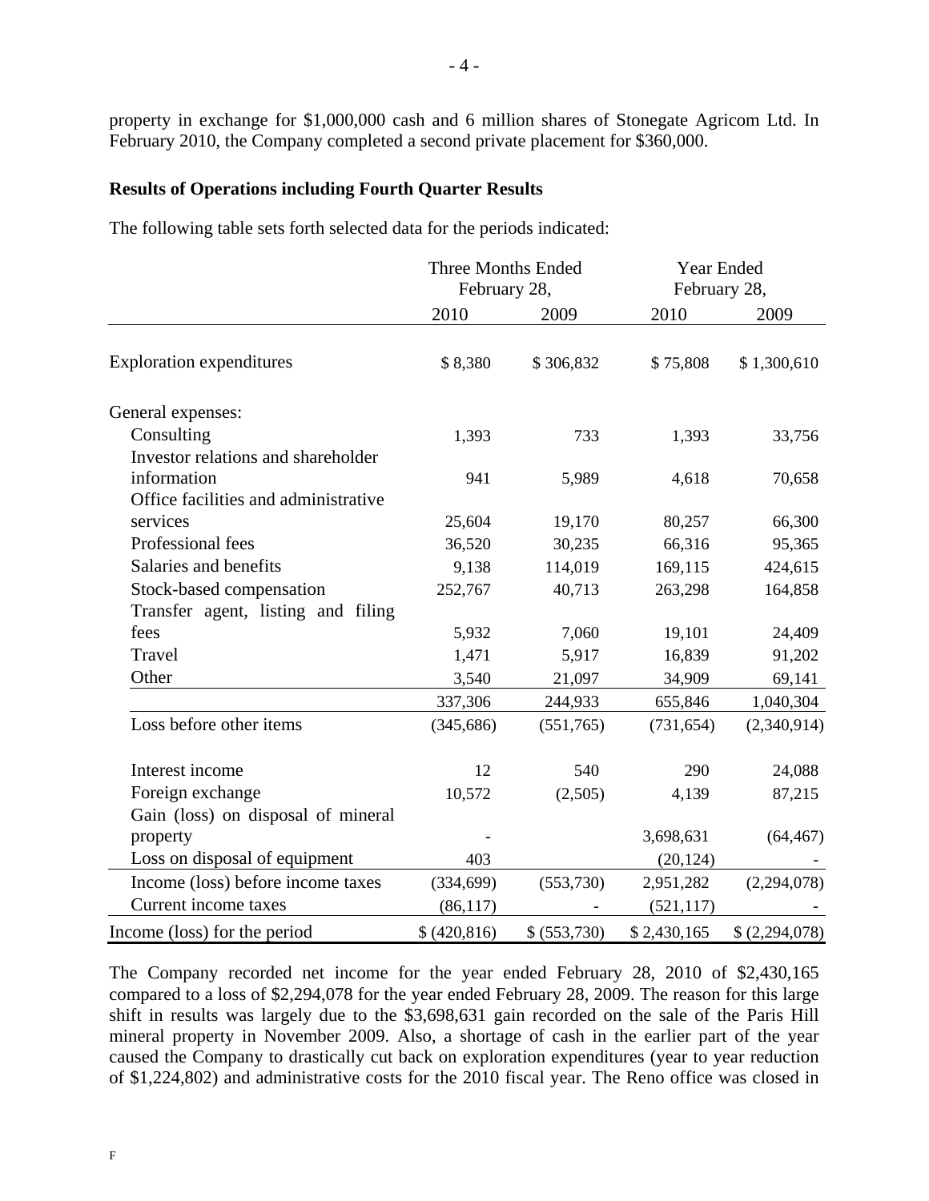property in exchange for $1,000,000 cash and 6 million shares of Stonegate Agricom Ltd. In February 2010, the Company completed a second private placement for $360,000.

**Results of Operations including Fourth Quarter Results**

The following table sets forth selected data for the periods indicated:

| | Three Months Ended February 28, | | Year Ended February 28, | |
|---|---|---|---|---|
| | 2010 | 2009 | 2010 | 2009 |
| Exploration expenditures | $ 8,380 | $ 306,832 | $ 75,808 | $ 1,300,610 |
| General expenses: | | | | |
| Consulting | 1,393 | 733 | 1,393 | 33,756 |
| Investor relations and shareholder information | 941 | 5,989 | 4,618 | 70,658 |
| Office facilities and administrative services | 25,604 | 19,170 | 80,257 | 66,300 |
| Professional fees | 36,520 | 30,235 | 66,316 | 95,365 |
| Salaries and benefits | 9,138 | 114,019 | 169,115 | 424,615 |
| Stock-based compensation | 252,767 | 40,713 | 263,298 | 164,858 |
| Transfer agent, listing and filing fees | 5,932 | 7,060 | 19,101 | 24,409 |
| Travel | 1,471 | 5,917 | 16,839 | 91,202 |
| Other | 3,540 | 21,097 | 34,909 | 69,141 |
| | 337,306 | 244,933 | 655,846 | 1,040,304 |
| Loss before other items | (345,686) | (551,765) | (731,654) | (2,340,914) |
| Interest income | 12 | 540 | 290 | 24,088 |
| Foreign exchange | 10,572 | (2,505) | 4,139 | 87,215 |
| Gain (loss) on disposal of mineral property | - | | 3,698,631 | (64,467) |
| Loss on disposal of equipment | 403 | | (20,124) | - |
| Income (loss) before income taxes | (334,699) | (553,730) | 2,951,282 | (2,294,078) |
| Current income taxes | (86,117) | - | (521,117) | - |
| Income (loss) for the period | $ (420,816) | $ (553,730) | $ 2,430,165 | $ (2,294,078) |

The Company recorded net income for the year ended February 28, 2010 of $2,430,165 compared to a loss of $2,294,078 for the year ended February 28, 2009. The reason for this large shift in results was largely due to the $3,698,631 gain recorded on the sale of the Paris Hill mineral property in November 2009. Also, a shortage of cash in the earlier part of the year caused the Company to drastically cut back on exploration expenditures (year to year reduction of $1,224,802) and administrative costs for the 2010 fiscal year. The Reno office was closed in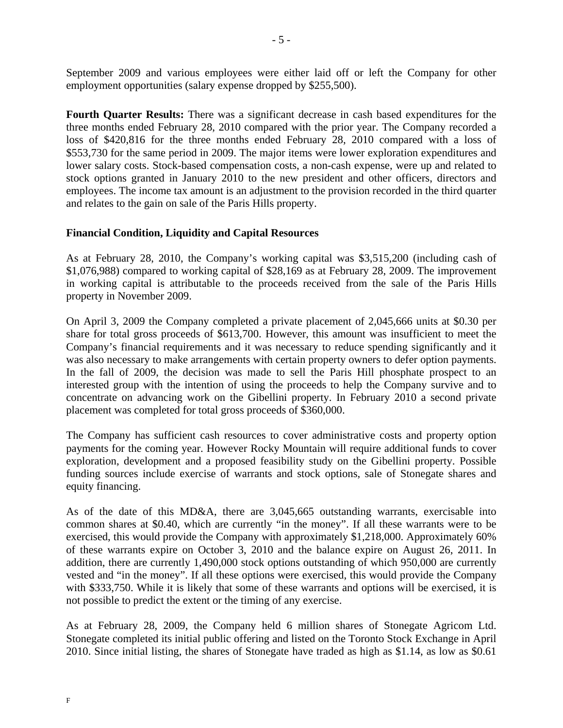September 2009 and various employees were either laid off or left the Company for other employment opportunities (salary expense dropped by $255,500).

**Fourth Quarter Results:** There was a significant decrease in cash based expenditures for the three months ended February 28, 2010 compared with the prior year. The Company recorded a loss of $420,816 for the three months ended February 28, 2010 compared with a loss of $553,730 for the same period in 2009. The major items were lower exploration expenditures and lower salary costs. Stock-based compensation costs, a non-cash expense, were up and related to stock options granted in January 2010 to the new president and other officers, directors and employees. The income tax amount is an adjustment to the provision recorded in the third quarter and relates to the gain on sale of the Paris Hills property.

**Financial Condition, Liquidity and Capital Resources**

As at February 28, 2010, the Company's working capital was $3,515,200 (including cash of $1,076,988) compared to working capital of $28,169 as at February 28, 2009. The improvement in working capital is attributable to the proceeds received from the sale of the Paris Hills property in November 2009.

On April 3, 2009 the Company completed a private placement of 2,045,666 units at $0.30 per share for total gross proceeds of $613,700. However, this amount was insufficient to meet the Company's financial requirements and it was necessary to reduce spending significantly and it was also necessary to make arrangements with certain property owners to defer option payments. In the fall of 2009, the decision was made to sell the Paris Hill phosphate prospect to an interested group with the intention of using the proceeds to help the Company survive and to concentrate on advancing work on the Gibellini property. In February 2010 a second private placement was completed for total gross proceeds of $360,000.

The Company has sufficient cash resources to cover administrative costs and property option payments for the coming year. However Rocky Mountain will require additional funds to cover exploration, development and a proposed feasibility study on the Gibellini property. Possible funding sources include exercise of warrants and stock options, sale of Stonegate shares and equity financing.

As of the date of this MD&A, there are 3,045,665 outstanding warrants, exercisable into common shares at $0.40, which are currently "in the money". If all these warrants were to be exercised, this would provide the Company with approximately $1,218,000. Approximately 60% of these warrants expire on October 3, 2010 and the balance expire on August 26, 2011. In addition, there are currently 1,490,000 stock options outstanding of which 950,000 are currently vested and "in the money". If all these options were exercised, this would provide the Company with $333,750. While it is likely that some of these warrants and options will be exercised, it is not possible to predict the extent or the timing of any exercise.

As at February 28, 2009, the Company held 6 million shares of Stonegate Agricom Ltd. Stonegate completed its initial public offering and listed on the Toronto Stock Exchange in April 2010. Since initial listing, the shares of Stonegate have traded as high as $1.14, as low as $0.61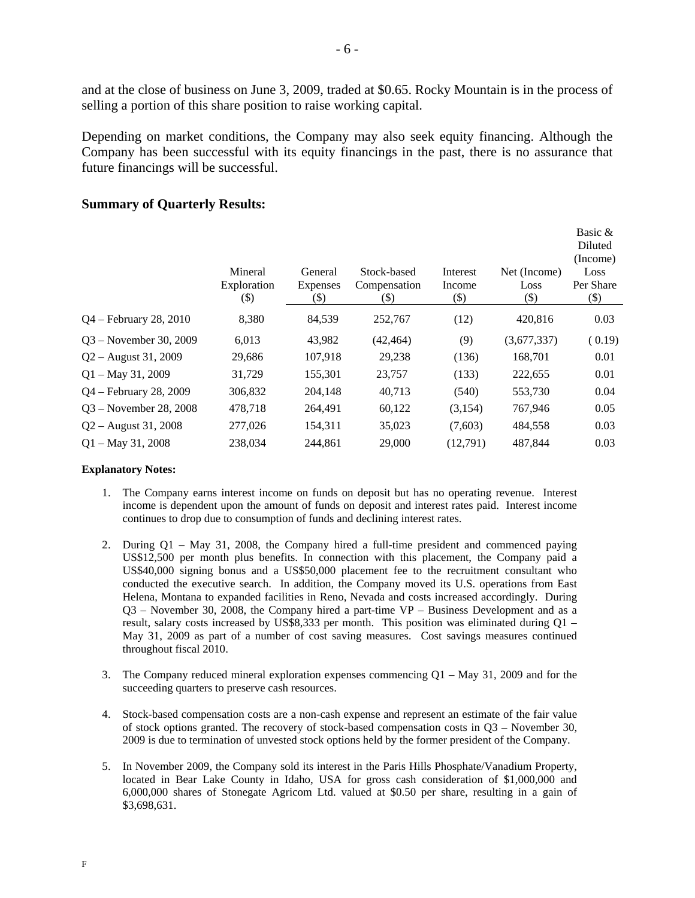and at the close of business on June 3, 2009, traded at $0.65. Rocky Mountain is in the process of selling a portion of this share position to raise working capital.

Depending on market conditions, the Company may also seek equity financing. Although the Company has been successful with its equity financings in the past, there is no assurance that future financings will be successful.

## Summary of Quarterly Results:

| | Mineral Exploration ($) | General Expenses ($) | Stock-based Compensation ($) | Interest Income ($) | Net (Income) Loss ($) | Basic & Diluted (Income) Loss Per Share ($) |
|---|---|---|---|---|---|---|
| Q4 – February 28, 2010 | 8,380 | 84,539 | 252,767 | (12) | 420,816 | 0.03 |
| Q3 – November 30, 2009 | 6,013 | 43,982 | (42,464) | (9) | (3,677,337) | ( 0.19) |
| Q2 – August 31, 2009 | 29,686 | 107,918 | 29,238 | (136) | 168,701 | 0.01 |
| Q1 – May 31, 2009 | 31,729 | 155,301 | 23,757 | (133) | 222,655 | 0.01 |
| Q4 – February 28, 2009 | 306,832 | 204,148 | 40,713 | (540) | 553,730 | 0.04 |
| Q3 – November 28, 2008 | 478,718 | 264,491 | 60,122 | (3,154) | 767,946 | 0.05 |
| Q2 – August 31, 2008 | 277,026 | 154,311 | 35,023 | (7,603) | 484,558 | 0.03 |
| Q1 – May 31, 2008 | 238,034 | 244,861 | 29,000 | (12,791) | 487,844 | 0.03 |

**Explanatory Notes:**

1. The Company earns interest income on funds on deposit but has no operating revenue. Interest income is dependent upon the amount of funds on deposit and interest rates paid. Interest income continues to drop due to consumption of funds and declining interest rates.

2. During Q1 – May 31, 2008, the Company hired a full-time president and commenced paying US$12,500 per month plus benefits. In connection with this placement, the Company paid a US$40,000 signing bonus and a US$50,000 placement fee to the recruitment consultant who conducted the executive search. In addition, the Company moved its U.S. operations from East Helena, Montana to expanded facilities in Reno, Nevada and costs increased accordingly. During Q3 – November 30, 2008, the Company hired a part-time VP – Business Development and as a result, salary costs increased by US$8,333 per month. This position was eliminated during Q1 – May 31, 2009 as part of a number of cost saving measures. Cost savings measures continued throughout fiscal 2010.

3. The Company reduced mineral exploration expenses commencing Q1 – May 31, 2009 and for the succeeding quarters to preserve cash resources.

4. Stock-based compensation costs are a non-cash expense and represent an estimate of the fair value of stock options granted. The recovery of stock-based compensation costs in Q3 – November 30, 2009 is due to termination of unvested stock options held by the former president of the Company.

5. In November 2009, the Company sold its interest in the Paris Hills Phosphate/Vanadium Property, located in Bear Lake County in Idaho, USA for gross cash consideration of $1,000,000 and 6,000,000 shares of Stonegate Agricom Ltd. valued at $0.50 per share, resulting in a gain of $3,698,631.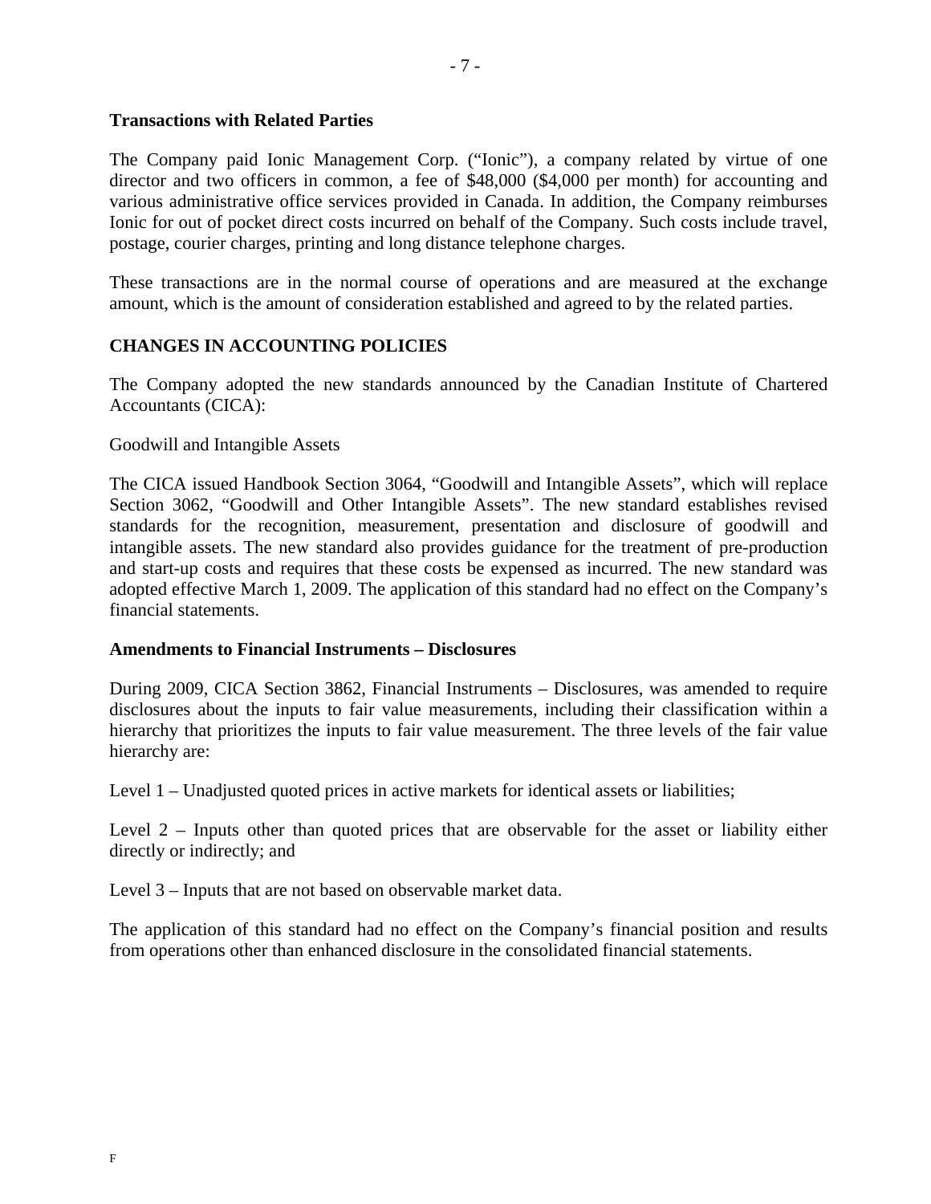**Transactions with Related Parties**

The Company paid Ionic Management Corp. ("Ionic"), a company related by virtue of one director and two officers in common, a fee of $48,000 ($4,000 per month) for accounting and various administrative office services provided in Canada. In addition, the Company reimburses Ionic for out of pocket direct costs incurred on behalf of the Company. Such costs include travel, postage, courier charges, printing and long distance telephone charges.

These transactions are in the normal course of operations and are measured at the exchange amount, which is the amount of consideration established and agreed to by the related parties.

## CHANGES IN ACCOUNTING POLICIES

The Company adopted the new standards announced by the Canadian Institute of Chartered Accountants (CICA):

Goodwill and Intangible Assets

The CICA issued Handbook Section 3064, "Goodwill and Intangible Assets", which will replace Section 3062, "Goodwill and Other Intangible Assets". The new standard establishes revised standards for the recognition, measurement, presentation and disclosure of goodwill and intangible assets. The new standard also provides guidance for the treatment of pre-production and start-up costs and requires that these costs be expensed as incurred. The new standard was adopted effective March 1, 2009. The application of this standard had no effect on the Company's financial statements.

**Amendments to Financial Instruments – Disclosures**

During 2009, CICA Section 3862, Financial Instruments – Disclosures, was amended to require disclosures about the inputs to fair value measurements, including their classification within a hierarchy that prioritizes the inputs to fair value measurement. The three levels of the fair value hierarchy are:

Level 1 – Unadjusted quoted prices in active markets for identical assets or liabilities;

Level 2 – Inputs other than quoted prices that are observable for the asset or liability either directly or indirectly; and

Level 3 – Inputs that are not based on observable market data.

The application of this standard had no effect on the Company's financial position and results from operations other than enhanced disclosure in the consolidated financial statements.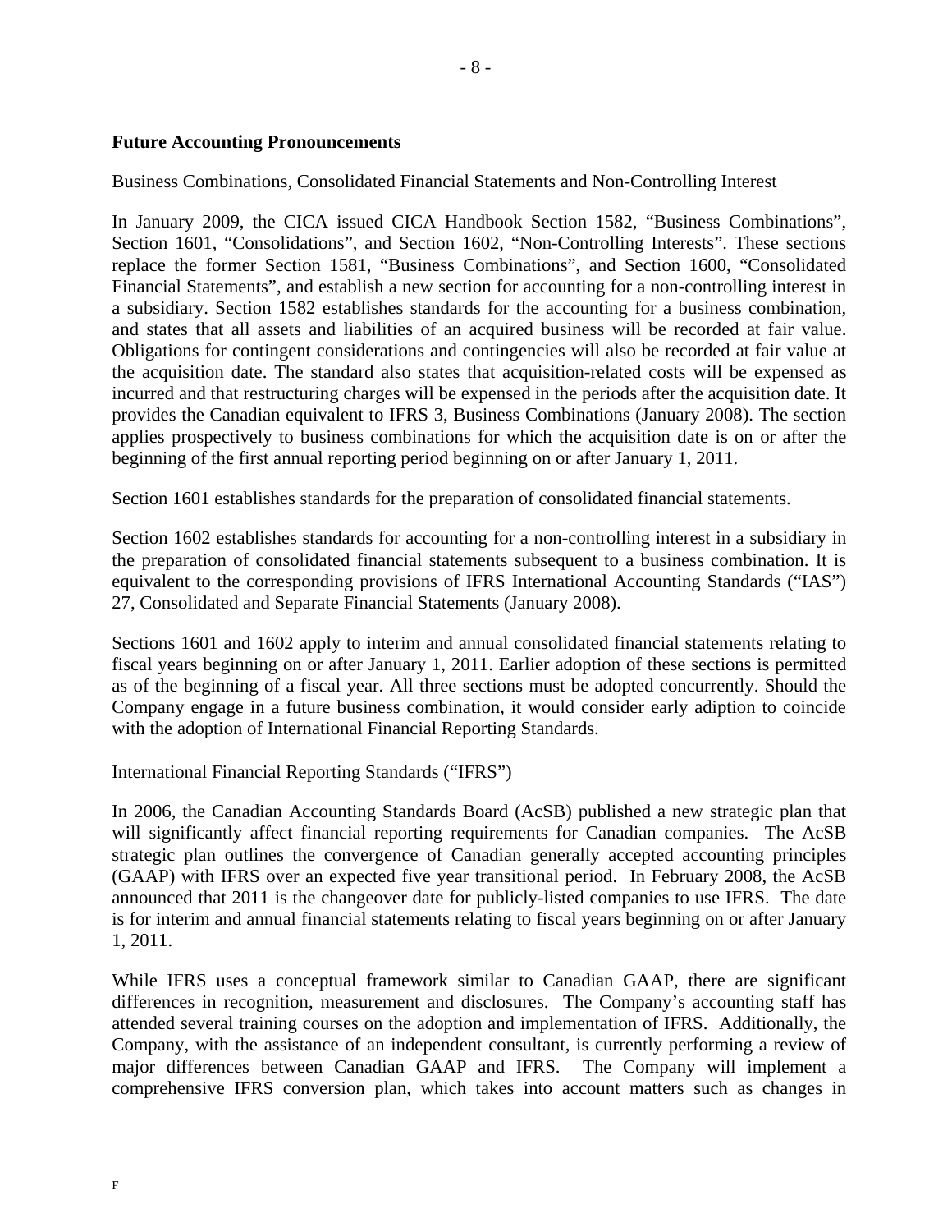## Future Accounting Pronouncements

Business Combinations, Consolidated Financial Statements and Non-Controlling Interest

In January 2009, the CICA issued CICA Handbook Section 1582, "Business Combinations", Section 1601, "Consolidations", and Section 1602, "Non-Controlling Interests". These sections replace the former Section 1581, "Business Combinations", and Section 1600, "Consolidated Financial Statements", and establish a new section for accounting for a non-controlling interest in a subsidiary. Section 1582 establishes standards for the accounting for a business combination, and states that all assets and liabilities of an acquired business will be recorded at fair value. Obligations for contingent considerations and contingencies will also be recorded at fair value at the acquisition date. The standard also states that acquisition-related costs will be expensed as incurred and that restructuring charges will be expensed in the periods after the acquisition date. It provides the Canadian equivalent to IFRS 3, Business Combinations (January 2008). The section applies prospectively to business combinations for which the acquisition date is on or after the beginning of the first annual reporting period beginning on or after January 1, 2011.

Section 1601 establishes standards for the preparation of consolidated financial statements.

Section 1602 establishes standards for accounting for a non-controlling interest in a subsidiary in the preparation of consolidated financial statements subsequent to a business combination. It is equivalent to the corresponding provisions of IFRS International Accounting Standards ("IAS") 27, Consolidated and Separate Financial Statements (January 2008).

Sections 1601 and 1602 apply to interim and annual consolidated financial statements relating to fiscal years beginning on or after January 1, 2011. Earlier adoption of these sections is permitted as of the beginning of a fiscal year. All three sections must be adopted concurrently. Should the Company engage in a future business combination, it would consider early adiption to coincide with the adoption of International Financial Reporting Standards.

International Financial Reporting Standards ("IFRS")

In 2006, the Canadian Accounting Standards Board (AcSB) published a new strategic plan that will significantly affect financial reporting requirements for Canadian companies. The AcSB strategic plan outlines the convergence of Canadian generally accepted accounting principles (GAAP) with IFRS over an expected five year transitional period. In February 2008, the AcSB announced that 2011 is the changeover date for publicly-listed companies to use IFRS. The date is for interim and annual financial statements relating to fiscal years beginning on or after January 1, 2011.

While IFRS uses a conceptual framework similar to Canadian GAAP, there are significant differences in recognition, measurement and disclosures. The Company's accounting staff has attended several training courses on the adoption and implementation of IFRS. Additionally, the Company, with the assistance of an independent consultant, is currently performing a review of major differences between Canadian GAAP and IFRS. The Company will implement a comprehensive IFRS conversion plan, which takes into account matters such as changes in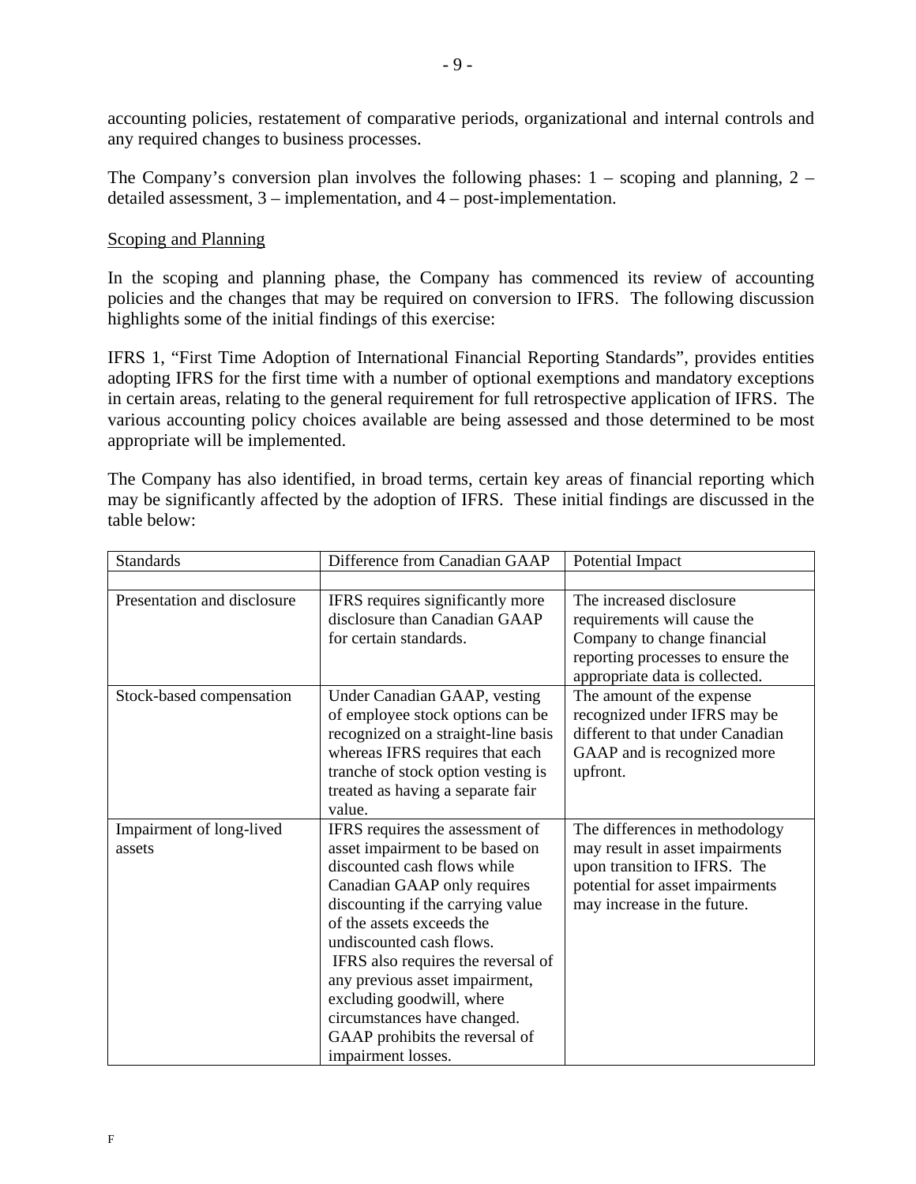accounting policies, restatement of comparative periods, organizational and internal controls and any required changes to business processes.

The Company's conversion plan involves the following phases: 1 – scoping and planning, 2 – detailed assessment, 3 – implementation, and 4 – post-implementation.

Scoping and Planning

In the scoping and planning phase, the Company has commenced its review of accounting policies and the changes that may be required on conversion to IFRS. The following discussion highlights some of the initial findings of this exercise:

IFRS 1, "First Time Adoption of International Financial Reporting Standards", provides entities adopting IFRS for the first time with a number of optional exemptions and mandatory exceptions in certain areas, relating to the general requirement for full retrospective application of IFRS. The various accounting policy choices available are being assessed and those determined to be most appropriate will be implemented.

The Company has also identified, in broad terms, certain key areas of financial reporting which may be significantly affected by the adoption of IFRS. These initial findings are discussed in the table below:

| Standards | Difference from Canadian GAAP | Potential Impact |
|---|---|---|
| | | |
| Presentation and disclosure | IFRS requires significantly more disclosure than Canadian GAAP for certain standards. | The increased disclosure requirements will cause the Company to change financial reporting processes to ensure the appropriate data is collected. |
| Stock-based compensation | Under Canadian GAAP, vesting of employee stock options can be recognized on a straight-line basis whereas IFRS requires that each tranche of stock option vesting is treated as having a separate fair value. | The amount of the expense recognized under IFRS may be different to that under Canadian GAAP and is recognized more upfront. |
| Impairment of long-lived assets | IFRS requires the assessment of asset impairment to be based on discounted cash flows while Canadian GAAP only requires discounting if the carrying value of the assets exceeds the undiscounted cash flows. IFRS also requires the reversal of any previous asset impairment, excluding goodwill, where circumstances have changed. GAAP prohibits the reversal of impairment losses. | The differences in methodology may result in asset impairments upon transition to IFRS. The potential for asset impairments may increase in the future. |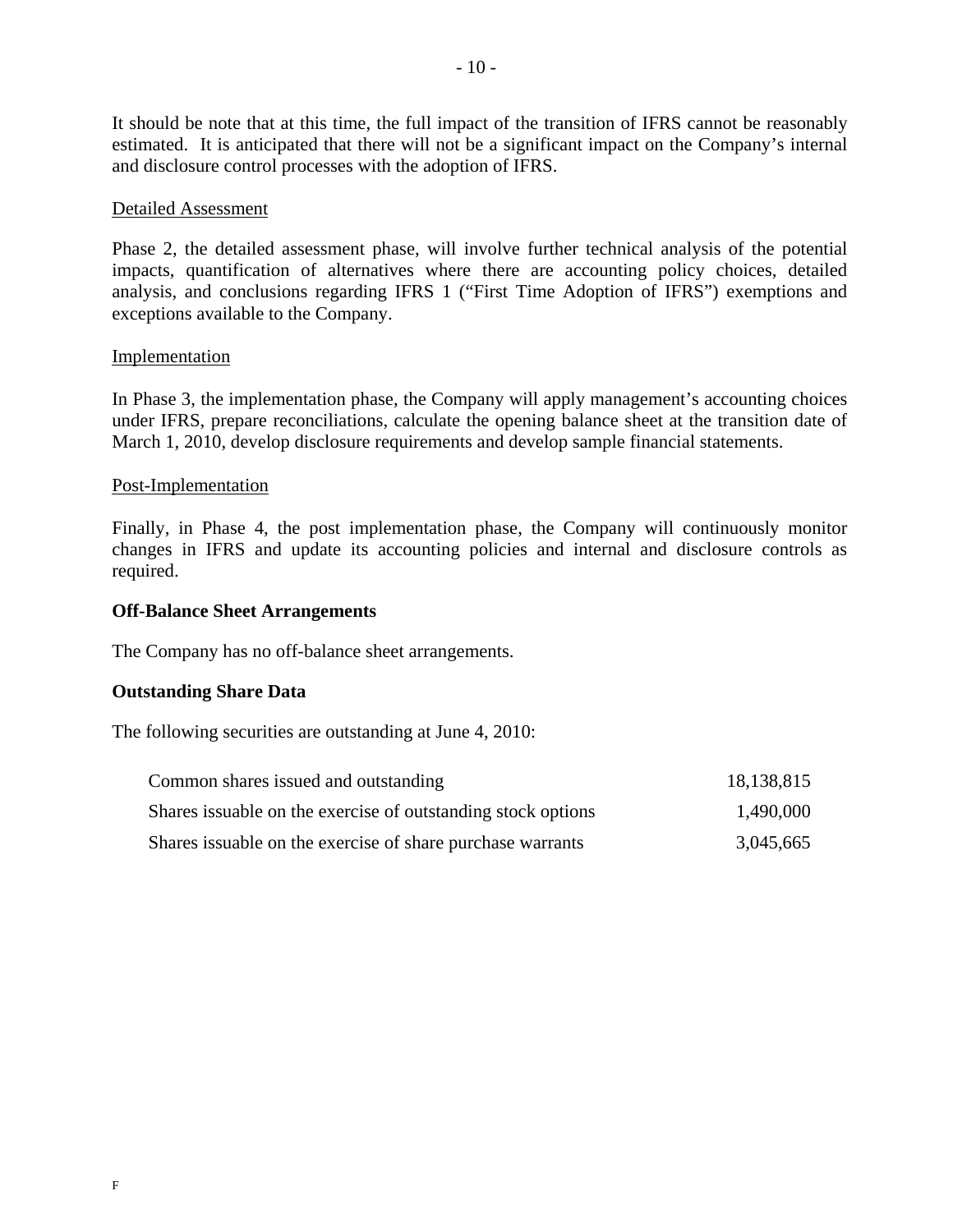It should be note that at this time, the full impact of the transition of IFRS cannot be reasonably estimated. It is anticipated that there will not be a significant impact on the Company's internal and disclosure control processes with the adoption of IFRS.

Detailed Assessment

Phase 2, the detailed assessment phase, will involve further technical analysis of the potential impacts, quantification of alternatives where there are accounting policy choices, detailed analysis, and conclusions regarding IFRS 1 ("First Time Adoption of IFRS") exemptions and exceptions available to the Company.

Implementation

In Phase 3, the implementation phase, the Company will apply management's accounting choices under IFRS, prepare reconciliations, calculate the opening balance sheet at the transition date of March 1, 2010, develop disclosure requirements and develop sample financial statements.

Post-Implementation

Finally, in Phase 4, the post implementation phase, the Company will continuously monitor changes in IFRS and update its accounting policies and internal and disclosure controls as required.

**Off-Balance Sheet Arrangements**

The Company has no off-balance sheet arrangements.

**Outstanding Share Data**

The following securities are outstanding at June 4, 2010:

| | |
|---|---|
| Common shares issued and outstanding | 18,138,815 |
| Shares issuable on the exercise of outstanding stock options | 1,490,000 |
| Shares issuable on the exercise of share purchase warrants | 3,045,665 |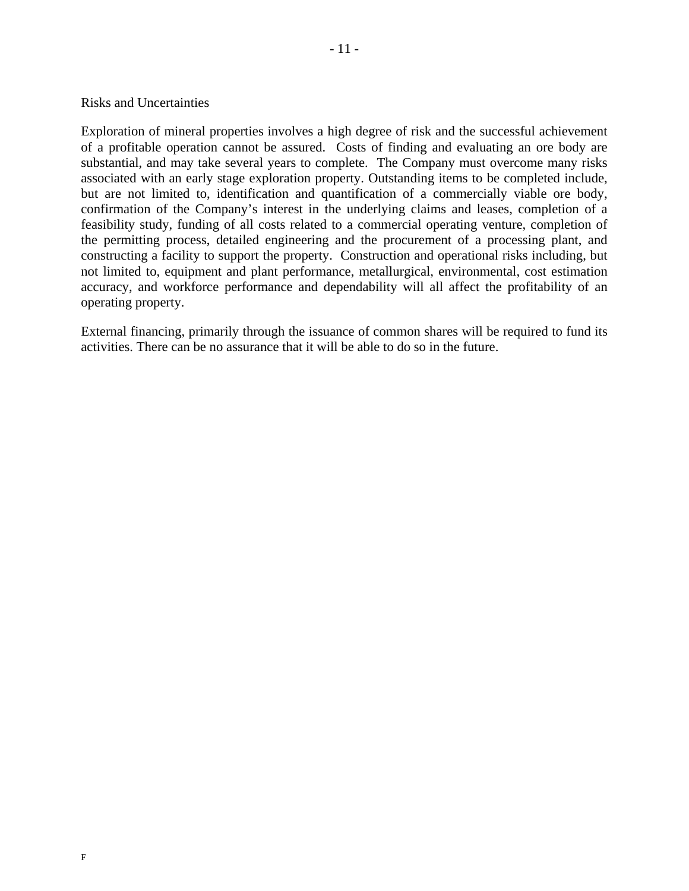Risks and Uncertainties

Exploration of mineral properties involves a high degree of risk and the successful achievement of a profitable operation cannot be assured. Costs of finding and evaluating an ore body are substantial, and may take several years to complete. The Company must overcome many risks associated with an early stage exploration property. Outstanding items to be completed include, but are not limited to, identification and quantification of a commercially viable ore body, confirmation of the Company's interest in the underlying claims and leases, completion of a feasibility study, funding of all costs related to a commercial operating venture, completion of the permitting process, detailed engineering and the procurement of a processing plant, and constructing a facility to support the property. Construction and operational risks including, but not limited to, equipment and plant performance, metallurgical, environmental, cost estimation accuracy, and workforce performance and dependability will all affect the profitability of an operating property.

External financing, primarily through the issuance of common shares will be required to fund its activities. There can be no assurance that it will be able to do so in the future.